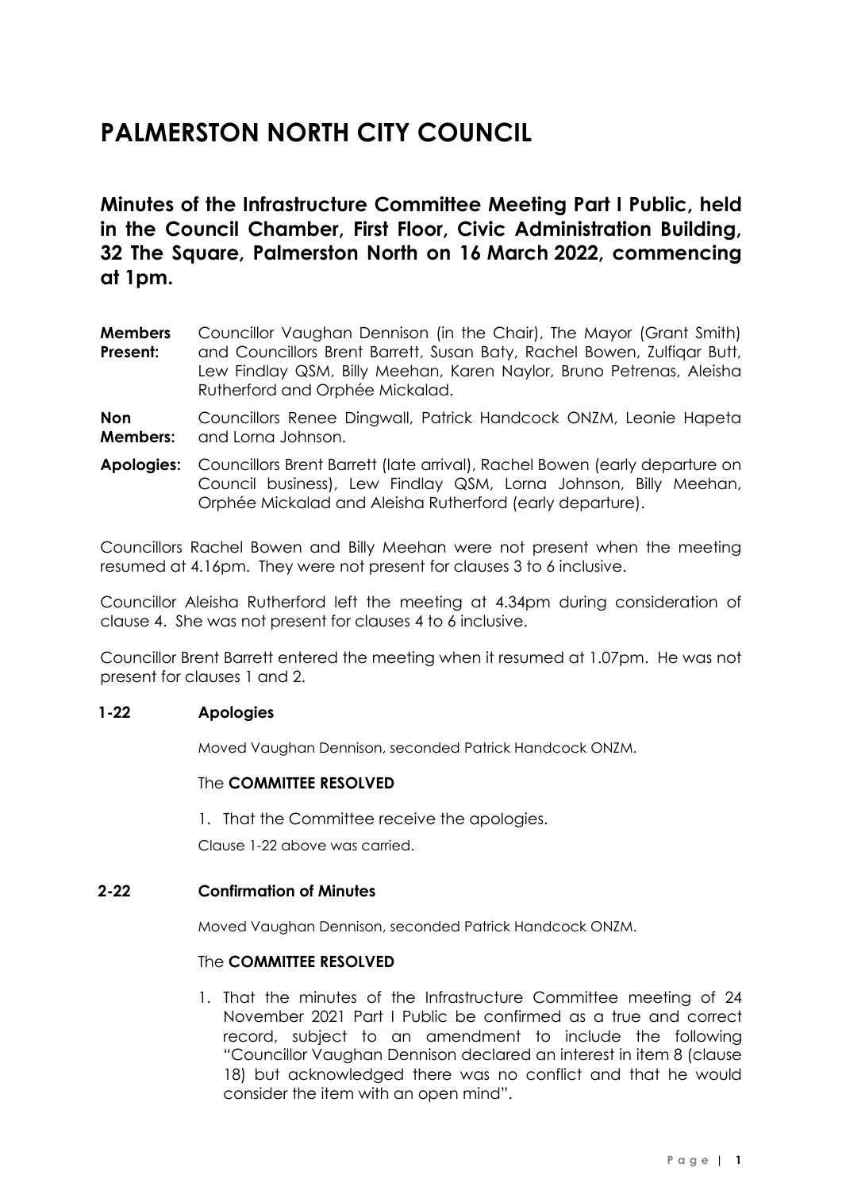# PALMERSTON NORTH CITY COUNCIL

## Minutes of the Infrastructure Committee Meeting Part I Public, held in the Council Chamber, First Floor, Civic Administration Building, 32 The Square, Palmerston North on 16 March 2022, commencing at 1pm.

**Members Present:** Councillor Vaughan Dennison (in the Chair), The Mayor (Grant Smith) and Councillors Brent Barrett, Susan Baty, Rachel Bowen, Zulfiqar Butt, Lew Findlay QSM, Billy Meehan, Karen Naylor, Bruno Petrenas, Aleisha Rutherford and Orphée Mickalad.

**Non Members:** Councillors Renee Dingwall, Patrick Handcock ONZM, Leonie Hapeta and Lorna Johnson.

**Apologies:** Councillors Brent Barrett (late arrival), Rachel Bowen (early departure on Council business), Lew Findlay QSM, Lorna Johnson, Billy Meehan, Orphée Mickalad and Aleisha Rutherford (early departure).

Councillors Rachel Bowen and Billy Meehan were not present when the meeting resumed at 4.16pm. They were not present for clauses 3 to 6 inclusive.

Councillor Aleisha Rutherford left the meeting at 4.34pm during consideration of clause 4. She was not present for clauses 4 to 6 inclusive.

Councillor Brent Barrett entered the meeting when it resumed at 1.07pm. He was not present for clauses 1 and 2.

### 1-22 Apologies

Moved Vaughan Dennison, seconded Patrick Handcock ONZM.

The **COMMITTEE RESOLVED**

1. That the Committee receive the apologies.

Clause 1-22 above was carried.

### 2-22 Confirmation of Minutes

Moved Vaughan Dennison, seconded Patrick Handcock ONZM.

The **COMMITTEE RESOLVED**

1. That the minutes of the Infrastructure Committee meeting of 24 November 2021 Part I Public be confirmed as a true and correct record, subject to an amendment to include the following "Councillor Vaughan Dennison declared an interest in item 8 (clause 18) but acknowledged there was no conflict and that he would consider the item with an open mind".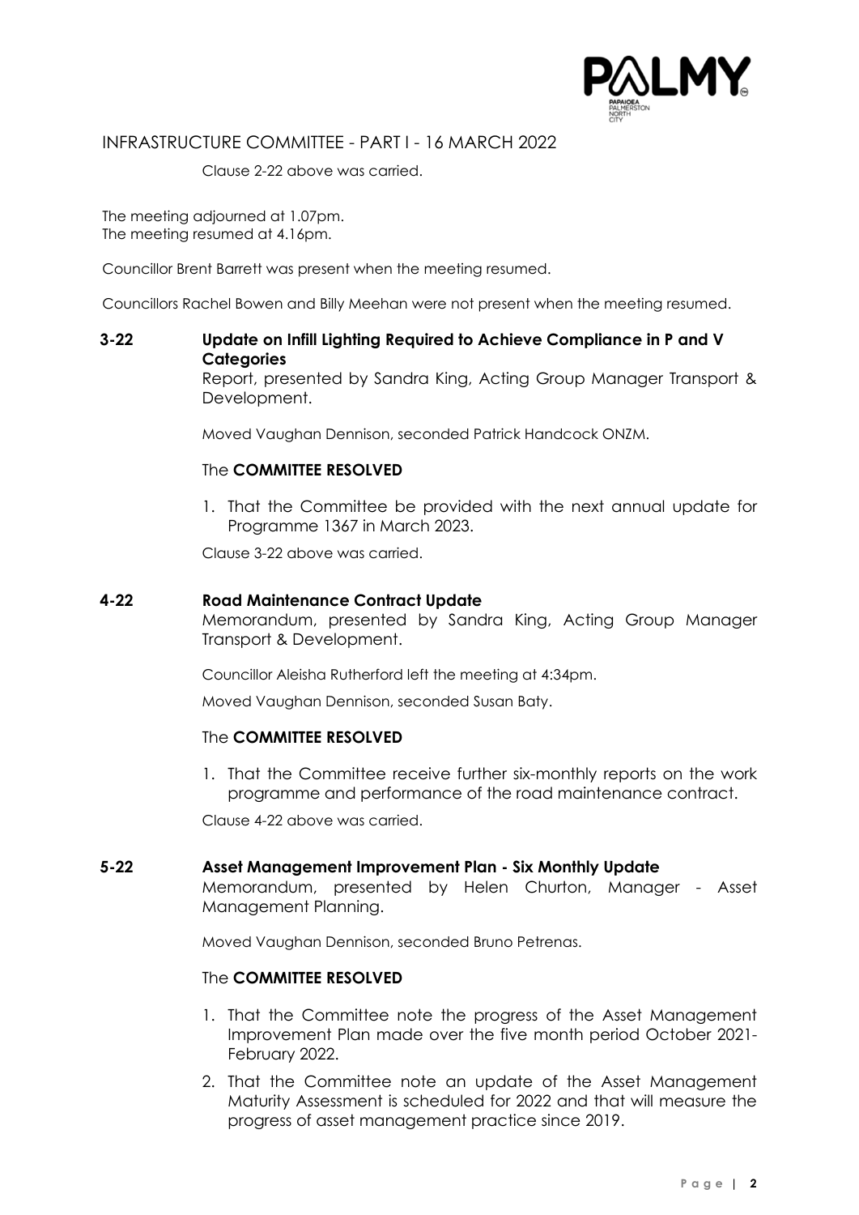Clause 2-22 above was carried.

The meeting adjourned at 1.07pm.
The meeting resumed at 4.16pm.

Councillor Brent Barrett was present when the meeting resumed.

Councillors Rachel Bowen and Billy Meehan were not present when the meeting resumed.

**3-22 Update on Infill Lighting Required to Achieve Compliance in P and V Categories**

Report, presented by Sandra King, Acting Group Manager Transport & Development.

Moved Vaughan Dennison, seconded Patrick Handcock ONZM.

The **COMMITTEE RESOLVED**

1. That the Committee be provided with the next annual update for Programme 1367 in March 2023.

Clause 3-22 above was carried.

**4-22 Road Maintenance Contract Update**

Memorandum, presented by Sandra King, Acting Group Manager Transport & Development.

Councillor Aleisha Rutherford left the meeting at 4:34pm.

Moved Vaughan Dennison, seconded Susan Baty.

The **COMMITTEE RESOLVED**

1. That the Committee receive further six-monthly reports on the work programme and performance of the road maintenance contract.

Clause 4-22 above was carried.

**5-22 Asset Management Improvement Plan - Six Monthly Update**

Memorandum, presented by Helen Churton, Manager - Asset Management Planning.

Moved Vaughan Dennison, seconded Bruno Petrenas.

The **COMMITTEE RESOLVED**

1. That the Committee note the progress of the Asset Management Improvement Plan made over the five month period October 2021-February 2022.
2. That the Committee note an update of the Asset Management Maturity Assessment is scheduled for 2022 and that will measure the progress of asset management practice since 2019.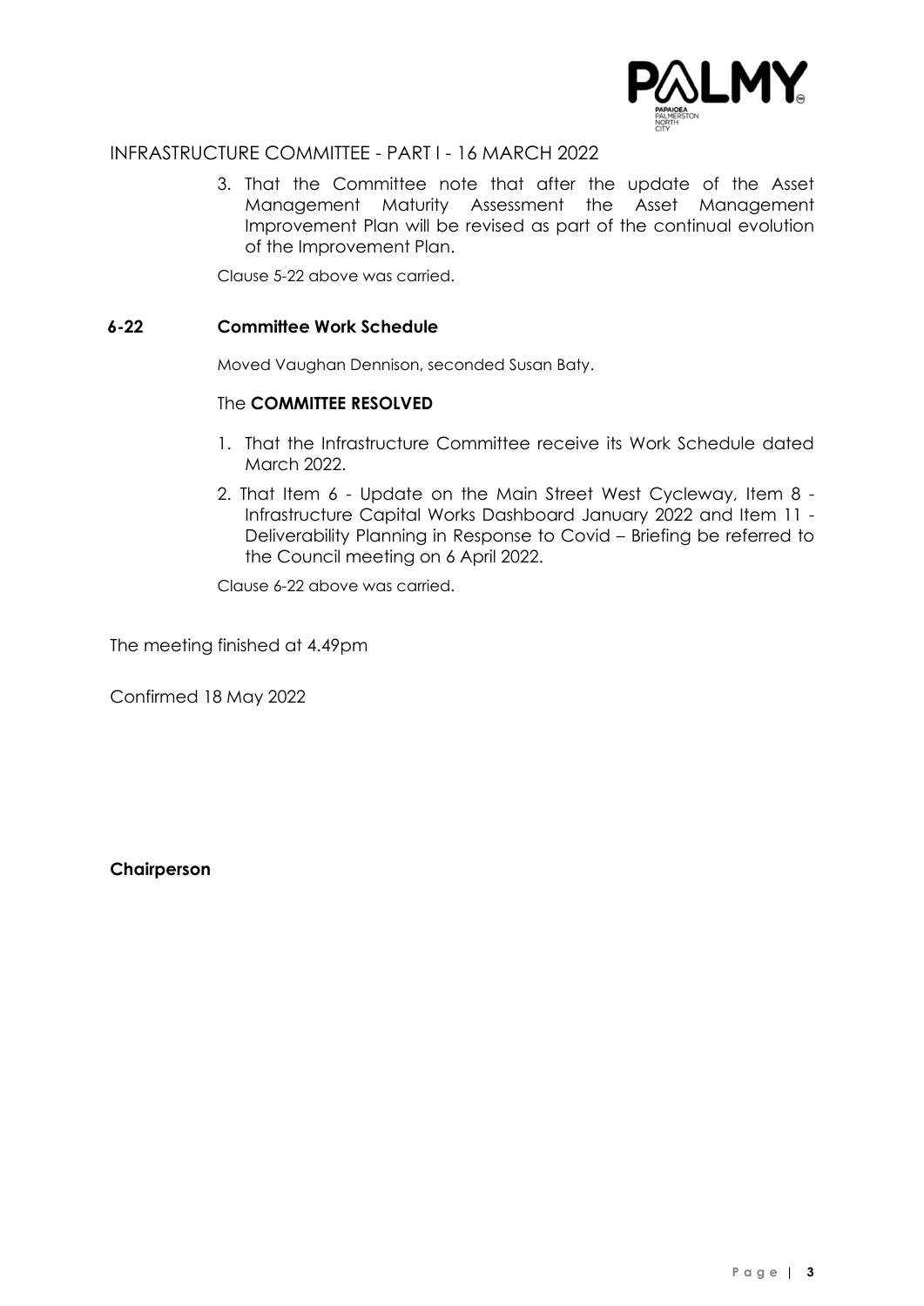3. That the Committee note that after the update of the Asset Management Maturity Assessment the Asset Management Improvement Plan will be revised as part of the continual evolution of the Improvement Plan.

Clause 5-22 above was carried.

### 6-22 Committee Work Schedule

Moved Vaughan Dennison, seconded Susan Baty.

The **COMMITTEE RESOLVED**

1. That the Infrastructure Committee receive its Work Schedule dated March 2022.
2. That Item 6 - Update on the Main Street West Cycleway, Item 8 - Infrastructure Capital Works Dashboard January 2022 and Item 11 - Deliverability Planning in Response to Covid – Briefing be referred to the Council meeting on 6 April 2022.

Clause 6-22 above was carried.

The meeting finished at 4.49pm

Confirmed 18 May 2022

**Chairperson**